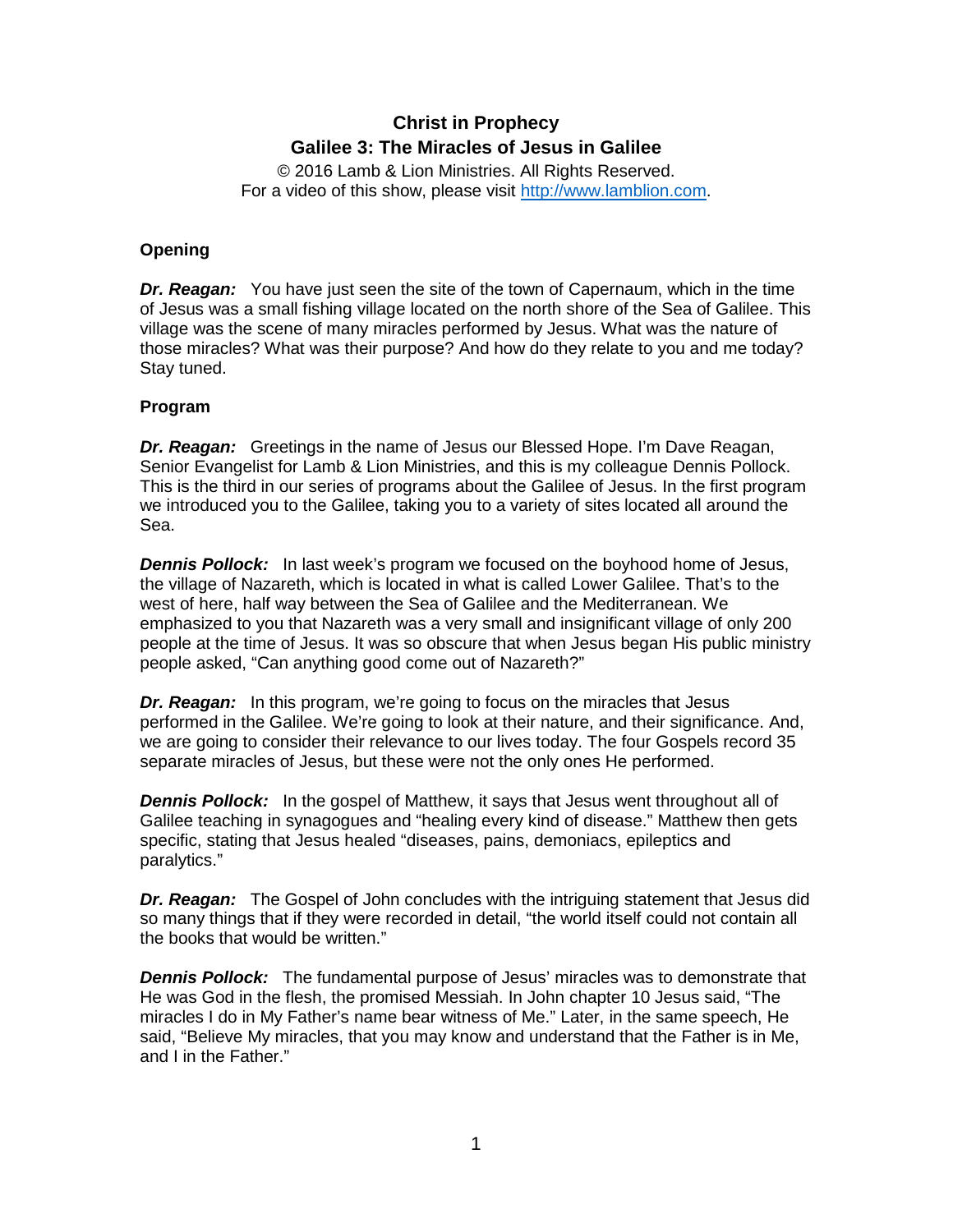# Christ in Prophecy
## Galilee 3: The Miracles of Jesus in Galilee

© 2016 Lamb & Lion Ministries. All Rights Reserved.
For a video of this show, please visit http://www.lamblion.com.

### Opening

***Dr. Reagan:*** You have just seen the site of the town of Capernaum, which in the time of Jesus was a small fishing village located on the north shore of the Sea of Galilee. This village was the scene of many miracles performed by Jesus. What was the nature of those miracles? What was their purpose? And how do they relate to you and me today? Stay tuned.

### Program

***Dr. Reagan:*** Greetings in the name of Jesus our Blessed Hope. I'm Dave Reagan, Senior Evangelist for Lamb & Lion Ministries, and this is my colleague Dennis Pollock. This is the third in our series of programs about the Galilee of Jesus. In the first program we introduced you to the Galilee, taking you to a variety of sites located all around the Sea.

***Dennis Pollock:*** In last week's program we focused on the boyhood home of Jesus, the village of Nazareth, which is located in what is called Lower Galilee. That's to the west of here, half way between the Sea of Galilee and the Mediterranean. We emphasized to you that Nazareth was a very small and insignificant village of only 200 people at the time of Jesus. It was so obscure that when Jesus began His public ministry people asked, "Can anything good come out of Nazareth?"

***Dr. Reagan:*** In this program, we're going to focus on the miracles that Jesus performed in the Galilee. We're going to look at their nature, and their significance. And, we are going to consider their relevance to our lives today. The four Gospels record 35 separate miracles of Jesus, but these were not the only ones He performed.

***Dennis Pollock:*** In the gospel of Matthew, it says that Jesus went throughout all of Galilee teaching in synagogues and "healing every kind of disease." Matthew then gets specific, stating that Jesus healed "diseases, pains, demoniacs, epileptics and paralytics."

***Dr. Reagan:*** The Gospel of John concludes with the intriguing statement that Jesus did so many things that if they were recorded in detail, "the world itself could not contain all the books that would be written."

***Dennis Pollock:*** The fundamental purpose of Jesus' miracles was to demonstrate that He was God in the flesh, the promised Messiah. In John chapter 10 Jesus said, "The miracles I do in My Father's name bear witness of Me." Later, in the same speech, He said, "Believe My miracles, that you may know and understand that the Father is in Me, and I in the Father."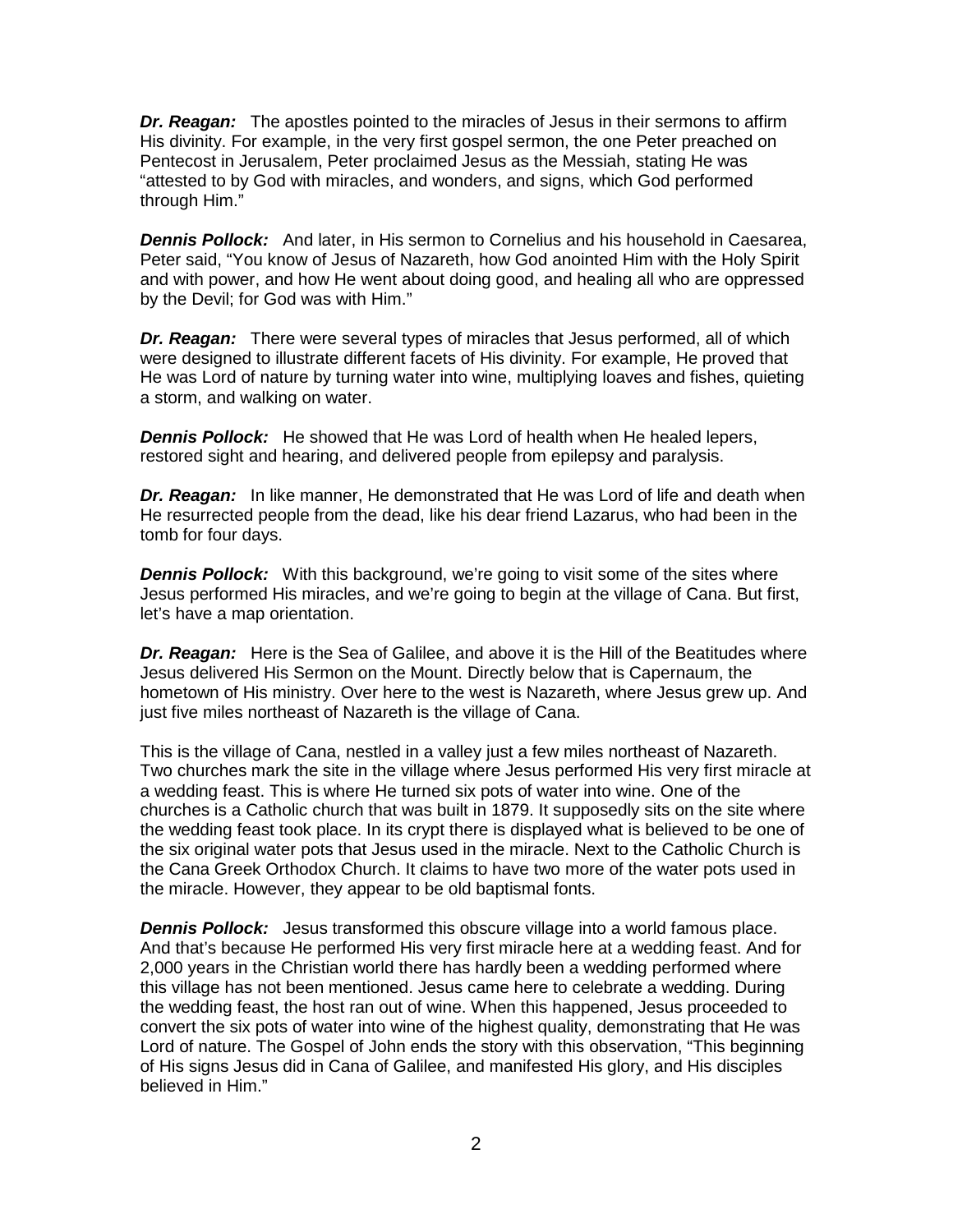***Dr. Reagan:*** The apostles pointed to the miracles of Jesus in their sermons to affirm His divinity. For example, in the very first gospel sermon, the one Peter preached on Pentecost in Jerusalem, Peter proclaimed Jesus as the Messiah, stating He was "attested to by God with miracles, and wonders, and signs, which God performed through Him."

***Dennis Pollock:*** And later, in His sermon to Cornelius and his household in Caesarea, Peter said, "You know of Jesus of Nazareth, how God anointed Him with the Holy Spirit and with power, and how He went about doing good, and healing all who are oppressed by the Devil; for God was with Him."

***Dr. Reagan:*** There were several types of miracles that Jesus performed, all of which were designed to illustrate different facets of His divinity. For example, He proved that He was Lord of nature by turning water into wine, multiplying loaves and fishes, quieting a storm, and walking on water.

***Dennis Pollock:*** He showed that He was Lord of health when He healed lepers, restored sight and hearing, and delivered people from epilepsy and paralysis.

***Dr. Reagan:*** In like manner, He demonstrated that He was Lord of life and death when He resurrected people from the dead, like his dear friend Lazarus, who had been in the tomb for four days.

***Dennis Pollock:*** With this background, we're going to visit some of the sites where Jesus performed His miracles, and we're going to begin at the village of Cana. But first, let's have a map orientation.

***Dr. Reagan:*** Here is the Sea of Galilee, and above it is the Hill of the Beatitudes where Jesus delivered His Sermon on the Mount. Directly below that is Capernaum, the hometown of His ministry. Over here to the west is Nazareth, where Jesus grew up. And just five miles northeast of Nazareth is the village of Cana.

This is the village of Cana, nestled in a valley just a few miles northeast of Nazareth. Two churches mark the site in the village where Jesus performed His very first miracle at a wedding feast. This is where He turned six pots of water into wine. One of the churches is a Catholic church that was built in 1879. It supposedly sits on the site where the wedding feast took place. In its crypt there is displayed what is believed to be one of the six original water pots that Jesus used in the miracle. Next to the Catholic Church is the Cana Greek Orthodox Church. It claims to have two more of the water pots used in the miracle. However, they appear to be old baptismal fonts.

***Dennis Pollock:*** Jesus transformed this obscure village into a world famous place. And that's because He performed His very first miracle here at a wedding feast. And for 2,000 years in the Christian world there has hardly been a wedding performed where this village has not been mentioned. Jesus came here to celebrate a wedding. During the wedding feast, the host ran out of wine. When this happened, Jesus proceeded to convert the six pots of water into wine of the highest quality, demonstrating that He was Lord of nature. The Gospel of John ends the story with this observation, "This beginning of His signs Jesus did in Cana of Galilee, and manifested His glory, and His disciples believed in Him."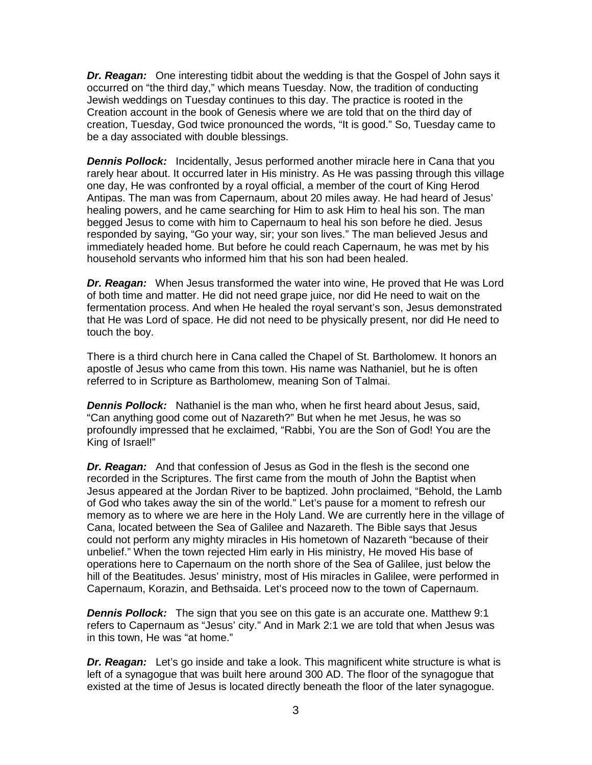***Dr. Reagan:*** One interesting tidbit about the wedding is that the Gospel of John says it occurred on "the third day," which means Tuesday. Now, the tradition of conducting Jewish weddings on Tuesday continues to this day. The practice is rooted in the Creation account in the book of Genesis where we are told that on the third day of creation, Tuesday, God twice pronounced the words, "It is good." So, Tuesday came to be a day associated with double blessings.

***Dennis Pollock:*** Incidentally, Jesus performed another miracle here in Cana that you rarely hear about. It occurred later in His ministry. As He was passing through this village one day, He was confronted by a royal official, a member of the court of King Herod Antipas. The man was from Capernaum, about 20 miles away. He had heard of Jesus' healing powers, and he came searching for Him to ask Him to heal his son. The man begged Jesus to come with him to Capernaum to heal his son before he died. Jesus responded by saying, "Go your way, sir; your son lives." The man believed Jesus and immediately headed home. But before he could reach Capernaum, he was met by his household servants who informed him that his son had been healed.

***Dr. Reagan:*** When Jesus transformed the water into wine, He proved that He was Lord of both time and matter. He did not need grape juice, nor did He need to wait on the fermentation process. And when He healed the royal servant's son, Jesus demonstrated that He was Lord of space. He did not need to be physically present, nor did He need to touch the boy.

There is a third church here in Cana called the Chapel of St. Bartholomew. It honors an apostle of Jesus who came from this town. His name was Nathaniel, but he is often referred to in Scripture as Bartholomew, meaning Son of Talmai.

***Dennis Pollock:*** Nathaniel is the man who, when he first heard about Jesus, said, "Can anything good come out of Nazareth?" But when he met Jesus, he was so profoundly impressed that he exclaimed, "Rabbi, You are the Son of God! You are the King of Israel!"

***Dr. Reagan:*** And that confession of Jesus as God in the flesh is the second one recorded in the Scriptures. The first came from the mouth of John the Baptist when Jesus appeared at the Jordan River to be baptized. John proclaimed, "Behold, the Lamb of God who takes away the sin of the world." Let's pause for a moment to refresh our memory as to where we are here in the Holy Land. We are currently here in the village of Cana, located between the Sea of Galilee and Nazareth. The Bible says that Jesus could not perform any mighty miracles in His hometown of Nazareth "because of their unbelief." When the town rejected Him early in His ministry, He moved His base of operations here to Capernaum on the north shore of the Sea of Galilee, just below the hill of the Beatitudes. Jesus' ministry, most of His miracles in Galilee, were performed in Capernaum, Korazin, and Bethsaida. Let's proceed now to the town of Capernaum.

***Dennis Pollock:*** The sign that you see on this gate is an accurate one. Matthew 9:1 refers to Capernaum as "Jesus' city." And in Mark 2:1 we are told that when Jesus was in this town, He was "at home."

***Dr. Reagan:*** Let's go inside and take a look. This magnificent white structure is what is left of a synagogue that was built here around 300 AD. The floor of the synagogue that existed at the time of Jesus is located directly beneath the floor of the later synagogue.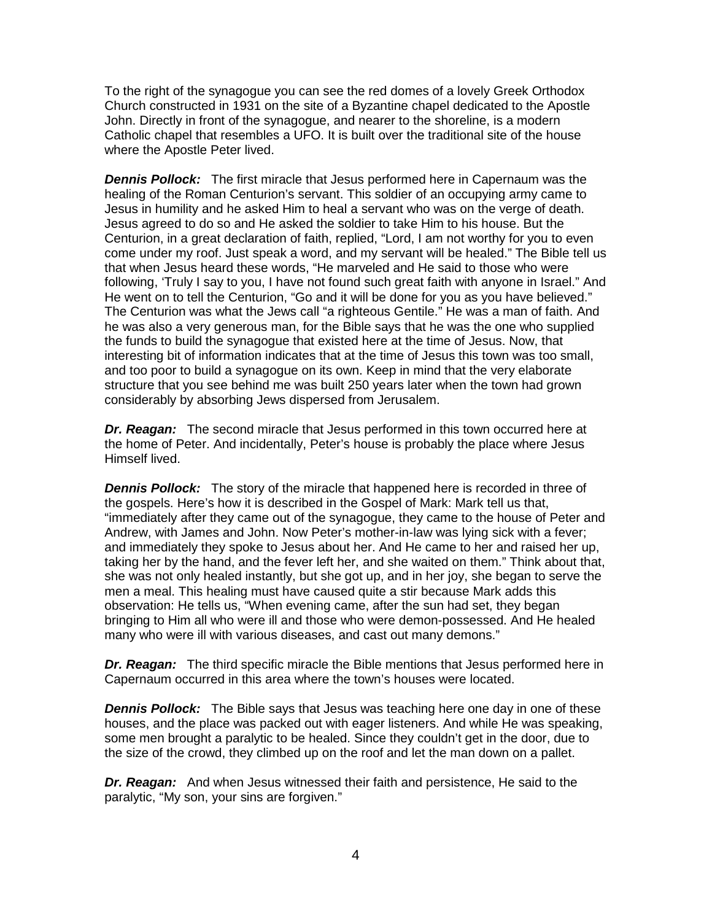To the right of the synagogue you can see the red domes of a lovely Greek Orthodox Church constructed in 1931 on the site of a Byzantine chapel dedicated to the Apostle John. Directly in front of the synagogue, and nearer to the shoreline, is a modern Catholic chapel that resembles a UFO. It is built over the traditional site of the house where the Apostle Peter lived.

***Dennis Pollock:*** The first miracle that Jesus performed here in Capernaum was the healing of the Roman Centurion's servant. This soldier of an occupying army came to Jesus in humility and he asked Him to heal a servant who was on the verge of death. Jesus agreed to do so and He asked the soldier to take Him to his house. But the Centurion, in a great declaration of faith, replied, "Lord, I am not worthy for you to even come under my roof. Just speak a word, and my servant will be healed." The Bible tell us that when Jesus heard these words, "He marveled and He said to those who were following, 'Truly I say to you, I have not found such great faith with anyone in Israel." And He went on to tell the Centurion, "Go and it will be done for you as you have believed." The Centurion was what the Jews call "a righteous Gentile." He was a man of faith. And he was also a very generous man, for the Bible says that he was the one who supplied the funds to build the synagogue that existed here at the time of Jesus. Now, that interesting bit of information indicates that at the time of Jesus this town was too small, and too poor to build a synagogue on its own. Keep in mind that the very elaborate structure that you see behind me was built 250 years later when the town had grown considerably by absorbing Jews dispersed from Jerusalem.

***Dr. Reagan:*** The second miracle that Jesus performed in this town occurred here at the home of Peter. And incidentally, Peter's house is probably the place where Jesus Himself lived.

***Dennis Pollock:*** The story of the miracle that happened here is recorded in three of the gospels. Here's how it is described in the Gospel of Mark: Mark tell us that, "immediately after they came out of the synagogue, they came to the house of Peter and Andrew, with James and John. Now Peter's mother-in-law was lying sick with a fever; and immediately they spoke to Jesus about her. And He came to her and raised her up, taking her by the hand, and the fever left her, and she waited on them." Think about that, she was not only healed instantly, but she got up, and in her joy, she began to serve the men a meal. This healing must have caused quite a stir because Mark adds this observation: He tells us, "When evening came, after the sun had set, they began bringing to Him all who were ill and those who were demon-possessed. And He healed many who were ill with various diseases, and cast out many demons."

***Dr. Reagan:*** The third specific miracle the Bible mentions that Jesus performed here in Capernaum occurred in this area where the town's houses were located.

***Dennis Pollock:*** The Bible says that Jesus was teaching here one day in one of these houses, and the place was packed out with eager listeners. And while He was speaking, some men brought a paralytic to be healed. Since they couldn't get in the door, due to the size of the crowd, they climbed up on the roof and let the man down on a pallet.

***Dr. Reagan:*** And when Jesus witnessed their faith and persistence, He said to the paralytic, "My son, your sins are forgiven."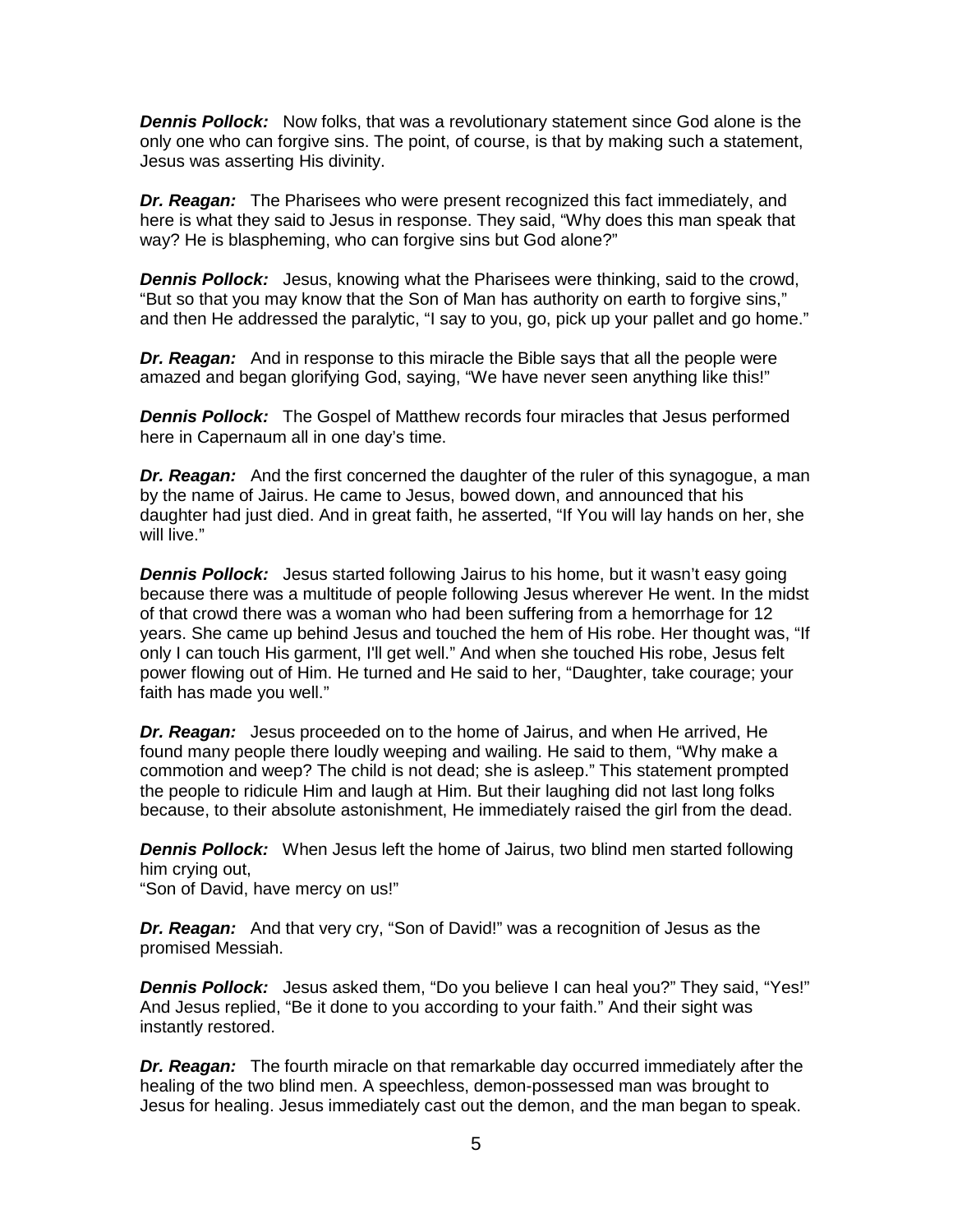***Dennis Pollock:*** Now folks, that was a revolutionary statement since God alone is the only one who can forgive sins. The point, of course, is that by making such a statement, Jesus was asserting His divinity.

***Dr. Reagan:*** The Pharisees who were present recognized this fact immediately, and here is what they said to Jesus in response. They said, "Why does this man speak that way? He is blaspheming, who can forgive sins but God alone?"

***Dennis Pollock:*** Jesus, knowing what the Pharisees were thinking, said to the crowd, "But so that you may know that the Son of Man has authority on earth to forgive sins," and then He addressed the paralytic, "I say to you, go, pick up your pallet and go home."

***Dr. Reagan:*** And in response to this miracle the Bible says that all the people were amazed and began glorifying God, saying, "We have never seen anything like this!"

***Dennis Pollock:*** The Gospel of Matthew records four miracles that Jesus performed here in Capernaum all in one day's time.

***Dr. Reagan:*** And the first concerned the daughter of the ruler of this synagogue, a man by the name of Jairus. He came to Jesus, bowed down, and announced that his daughter had just died. And in great faith, he asserted, "If You will lay hands on her, she will live."

***Dennis Pollock:*** Jesus started following Jairus to his home, but it wasn't easy going because there was a multitude of people following Jesus wherever He went. In the midst of that crowd there was a woman who had been suffering from a hemorrhage for 12 years. She came up behind Jesus and touched the hem of His robe. Her thought was, "If only I can touch His garment, I'll get well." And when she touched His robe, Jesus felt power flowing out of Him. He turned and He said to her, "Daughter, take courage; your faith has made you well."

***Dr. Reagan:*** Jesus proceeded on to the home of Jairus, and when He arrived, He found many people there loudly weeping and wailing. He said to them, "Why make a commotion and weep? The child is not dead; she is asleep." This statement prompted the people to ridicule Him and laugh at Him. But their laughing did not last long folks because, to their absolute astonishment, He immediately raised the girl from the dead.

***Dennis Pollock:*** When Jesus left the home of Jairus, two blind men started following him crying out,
"Son of David, have mercy on us!"

***Dr. Reagan:*** And that very cry, "Son of David!" was a recognition of Jesus as the promised Messiah.

***Dennis Pollock:*** Jesus asked them, "Do you believe I can heal you?" They said, "Yes!" And Jesus replied, "Be it done to you according to your faith." And their sight was instantly restored.

***Dr. Reagan:*** The fourth miracle on that remarkable day occurred immediately after the healing of the two blind men. A speechless, demon-possessed man was brought to Jesus for healing. Jesus immediately cast out the demon, and the man began to speak.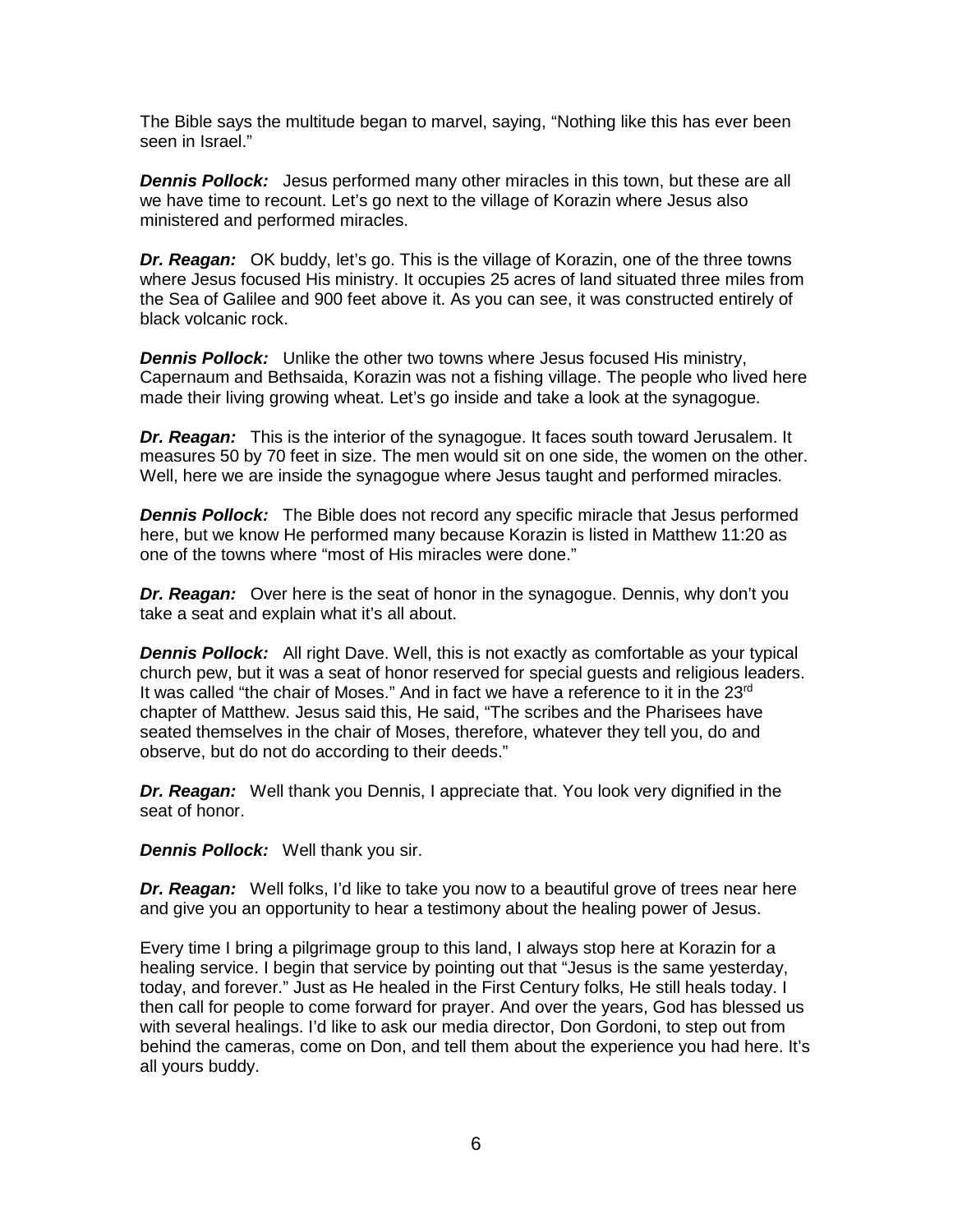The Bible says the multitude began to marvel, saying, "Nothing like this has ever been seen in Israel."

***Dennis Pollock:*** Jesus performed many other miracles in this town, but these are all we have time to recount. Let's go next to the village of Korazin where Jesus also ministered and performed miracles.

***Dr. Reagan:*** OK buddy, let's go. This is the village of Korazin, one of the three towns where Jesus focused His ministry. It occupies 25 acres of land situated three miles from the Sea of Galilee and 900 feet above it. As you can see, it was constructed entirely of black volcanic rock.

***Dennis Pollock:*** Unlike the other two towns where Jesus focused His ministry, Capernaum and Bethsaida, Korazin was not a fishing village. The people who lived here made their living growing wheat. Let's go inside and take a look at the synagogue.

***Dr. Reagan:*** This is the interior of the synagogue. It faces south toward Jerusalem. It measures 50 by 70 feet in size. The men would sit on one side, the women on the other. Well, here we are inside the synagogue where Jesus taught and performed miracles.

***Dennis Pollock:*** The Bible does not record any specific miracle that Jesus performed here, but we know He performed many because Korazin is listed in Matthew 11:20 as one of the towns where "most of His miracles were done."

***Dr. Reagan:*** Over here is the seat of honor in the synagogue. Dennis, why don't you take a seat and explain what it's all about.

***Dennis Pollock:*** All right Dave. Well, this is not exactly as comfortable as your typical church pew, but it was a seat of honor reserved for special guests and religious leaders. It was called "the chair of Moses." And in fact we have a reference to it in the 23rd chapter of Matthew. Jesus said this, He said, "The scribes and the Pharisees have seated themselves in the chair of Moses, therefore, whatever they tell you, do and observe, but do not do according to their deeds."

***Dr. Reagan:*** Well thank you Dennis, I appreciate that. You look very dignified in the seat of honor.

***Dennis Pollock:*** Well thank you sir.

***Dr. Reagan:*** Well folks, I'd like to take you now to a beautiful grove of trees near here and give you an opportunity to hear a testimony about the healing power of Jesus.

Every time I bring a pilgrimage group to this land, I always stop here at Korazin for a healing service. I begin that service by pointing out that "Jesus is the same yesterday, today, and forever." Just as He healed in the First Century folks, He still heals today. I then call for people to come forward for prayer. And over the years, God has blessed us with several healings. I'd like to ask our media director, Don Gordoni, to step out from behind the cameras, come on Don, and tell them about the experience you had here. It's all yours buddy.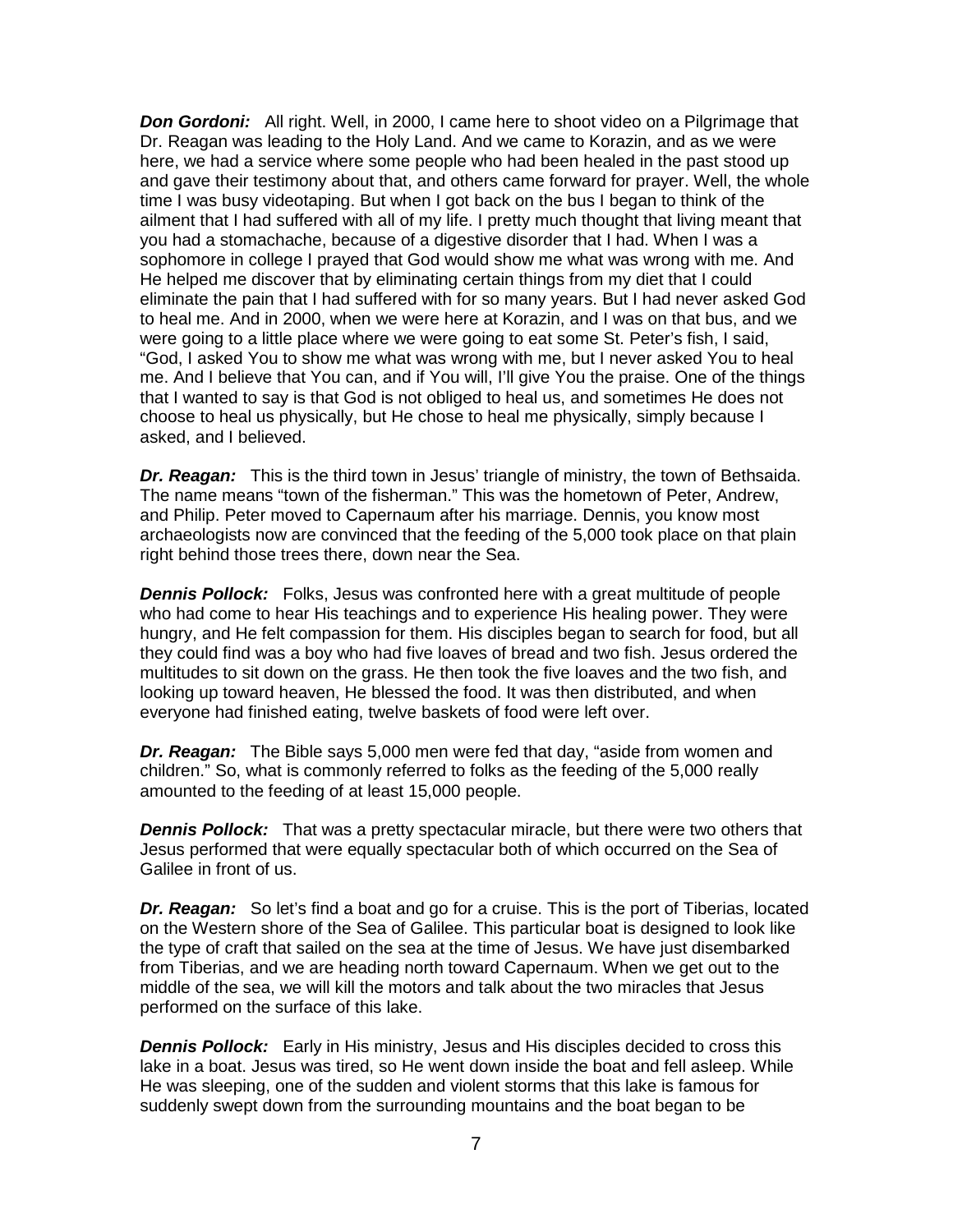***Don Gordoni:*** All right. Well, in 2000, I came here to shoot video on a Pilgrimage that Dr. Reagan was leading to the Holy Land. And we came to Korazin, and as we were here, we had a service where some people who had been healed in the past stood up and gave their testimony about that, and others came forward for prayer. Well, the whole time I was busy videotaping. But when I got back on the bus I began to think of the ailment that I had suffered with all of my life. I pretty much thought that living meant that you had a stomachache, because of a digestive disorder that I had. When I was a sophomore in college I prayed that God would show me what was wrong with me. And He helped me discover that by eliminating certain things from my diet that I could eliminate the pain that I had suffered with for so many years. But I had never asked God to heal me. And in 2000, when we were here at Korazin, and I was on that bus, and we were going to a little place where we were going to eat some St. Peter's fish, I said, "God, I asked You to show me what was wrong with me, but I never asked You to heal me. And I believe that You can, and if You will, I'll give You the praise. One of the things that I wanted to say is that God is not obliged to heal us, and sometimes He does not choose to heal us physically, but He chose to heal me physically, simply because I asked, and I believed.

***Dr. Reagan:*** This is the third town in Jesus' triangle of ministry, the town of Bethsaida. The name means "town of the fisherman." This was the hometown of Peter, Andrew, and Philip. Peter moved to Capernaum after his marriage. Dennis, you know most archaeologists now are convinced that the feeding of the 5,000 took place on that plain right behind those trees there, down near the Sea.

***Dennis Pollock:*** Folks, Jesus was confronted here with a great multitude of people who had come to hear His teachings and to experience His healing power. They were hungry, and He felt compassion for them. His disciples began to search for food, but all they could find was a boy who had five loaves of bread and two fish. Jesus ordered the multitudes to sit down on the grass. He then took the five loaves and the two fish, and looking up toward heaven, He blessed the food. It was then distributed, and when everyone had finished eating, twelve baskets of food were left over.

***Dr. Reagan:*** The Bible says 5,000 men were fed that day, "aside from women and children." So, what is commonly referred to folks as the feeding of the 5,000 really amounted to the feeding of at least 15,000 people.

***Dennis Pollock:*** That was a pretty spectacular miracle, but there were two others that Jesus performed that were equally spectacular both of which occurred on the Sea of Galilee in front of us.

***Dr. Reagan:*** So let's find a boat and go for a cruise. This is the port of Tiberias, located on the Western shore of the Sea of Galilee. This particular boat is designed to look like the type of craft that sailed on the sea at the time of Jesus. We have just disembarked from Tiberias, and we are heading north toward Capernaum. When we get out to the middle of the sea, we will kill the motors and talk about the two miracles that Jesus performed on the surface of this lake.

***Dennis Pollock:*** Early in His ministry, Jesus and His disciples decided to cross this lake in a boat. Jesus was tired, so He went down inside the boat and fell asleep. While He was sleeping, one of the sudden and violent storms that this lake is famous for suddenly swept down from the surrounding mountains and the boat began to be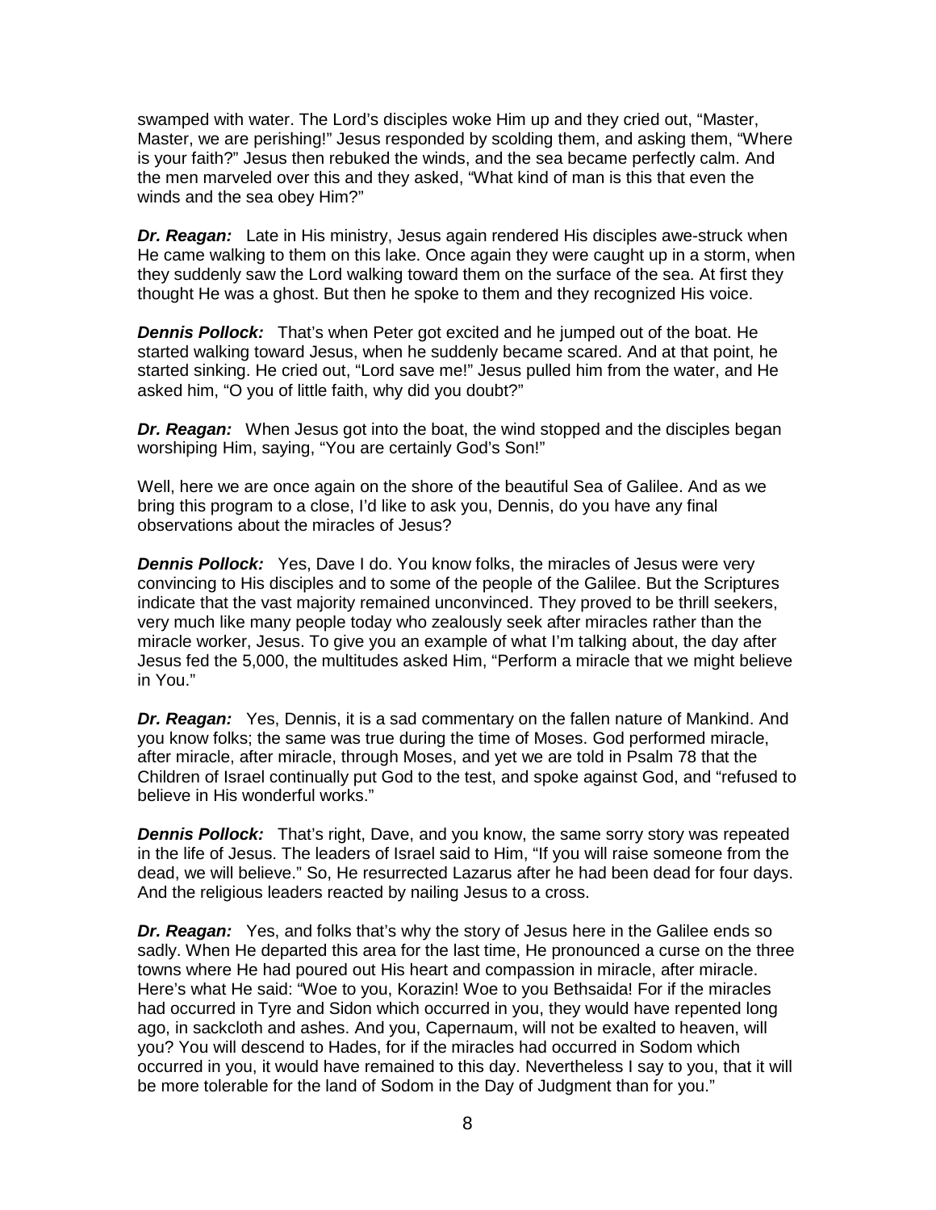swamped with water. The Lord's disciples woke Him up and they cried out, "Master, Master, we are perishing!" Jesus responded by scolding them, and asking them, "Where is your faith?" Jesus then rebuked the winds, and the sea became perfectly calm. And the men marveled over this and they asked, "What kind of man is this that even the winds and the sea obey Him?"

***Dr. Reagan:*** Late in His ministry, Jesus again rendered His disciples awe-struck when He came walking to them on this lake. Once again they were caught up in a storm, when they suddenly saw the Lord walking toward them on the surface of the sea. At first they thought He was a ghost. But then he spoke to them and they recognized His voice.

***Dennis Pollock:*** That's when Peter got excited and he jumped out of the boat. He started walking toward Jesus, when he suddenly became scared. And at that point, he started sinking. He cried out, "Lord save me!" Jesus pulled him from the water, and He asked him, "O you of little faith, why did you doubt?"

***Dr. Reagan:*** When Jesus got into the boat, the wind stopped and the disciples began worshiping Him, saying, "You are certainly God's Son!"

Well, here we are once again on the shore of the beautiful Sea of Galilee. And as we bring this program to a close, I'd like to ask you, Dennis, do you have any final observations about the miracles of Jesus?

***Dennis Pollock:*** Yes, Dave I do. You know folks, the miracles of Jesus were very convincing to His disciples and to some of the people of the Galilee. But the Scriptures indicate that the vast majority remained unconvinced. They proved to be thrill seekers, very much like many people today who zealously seek after miracles rather than the miracle worker, Jesus. To give you an example of what I'm talking about, the day after Jesus fed the 5,000, the multitudes asked Him, "Perform a miracle that we might believe in You."

***Dr. Reagan:*** Yes, Dennis, it is a sad commentary on the fallen nature of Mankind. And you know folks; the same was true during the time of Moses. God performed miracle, after miracle, after miracle, through Moses, and yet we are told in Psalm 78 that the Children of Israel continually put God to the test, and spoke against God, and "refused to believe in His wonderful works."

***Dennis Pollock:*** That's right, Dave, and you know, the same sorry story was repeated in the life of Jesus. The leaders of Israel said to Him, "If you will raise someone from the dead, we will believe." So, He resurrected Lazarus after he had been dead for four days. And the religious leaders reacted by nailing Jesus to a cross.

***Dr. Reagan:*** Yes, and folks that's why the story of Jesus here in the Galilee ends so sadly. When He departed this area for the last time, He pronounced a curse on the three towns where He had poured out His heart and compassion in miracle, after miracle. Here's what He said: "Woe to you, Korazin! Woe to you Bethsaida! For if the miracles had occurred in Tyre and Sidon which occurred in you, they would have repented long ago, in sackcloth and ashes. And you, Capernaum, will not be exalted to heaven, will you? You will descend to Hades, for if the miracles had occurred in Sodom which occurred in you, it would have remained to this day. Nevertheless I say to you, that it will be more tolerable for the land of Sodom in the Day of Judgment than for you."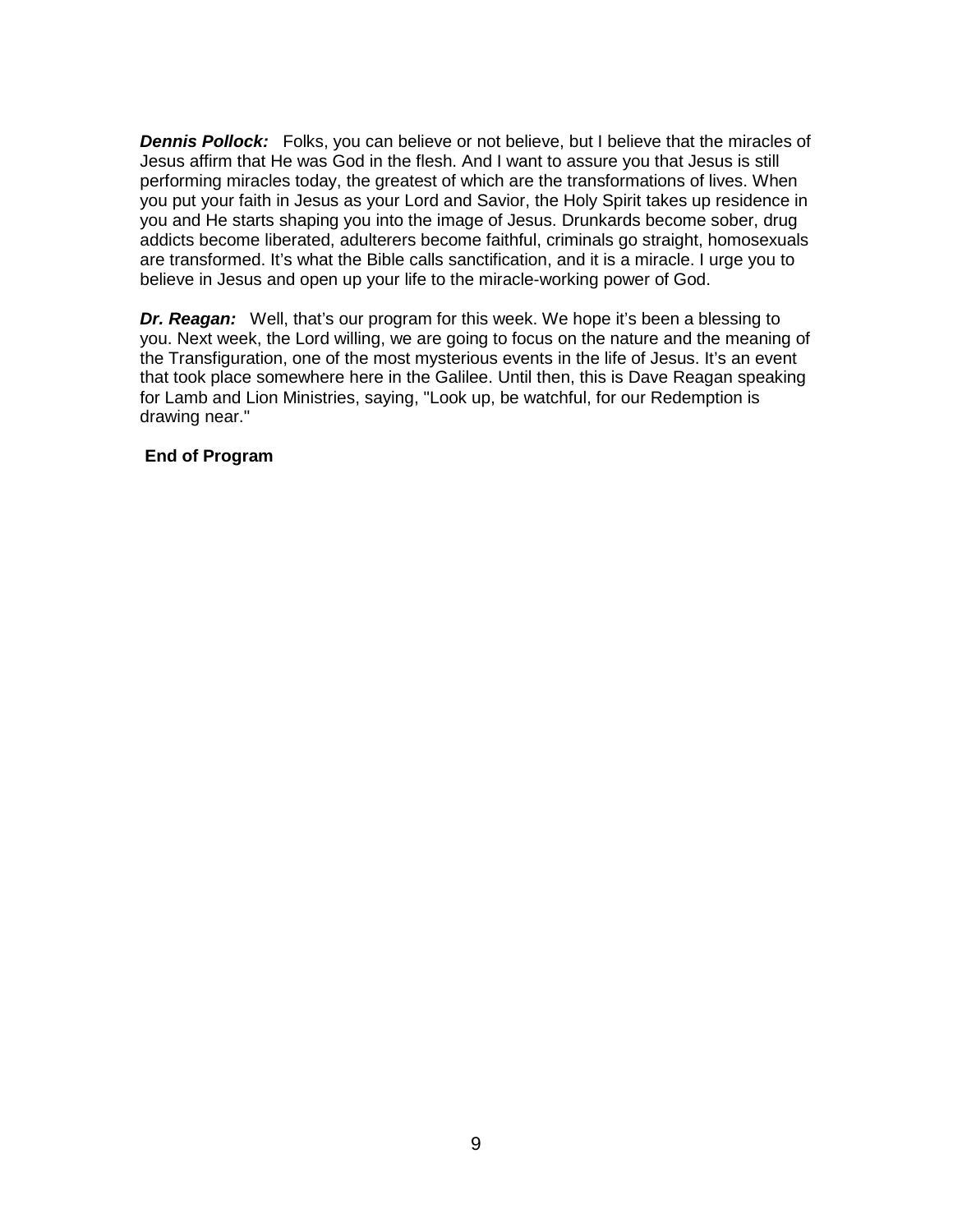***Dennis Pollock:*** Folks, you can believe or not believe, but I believe that the miracles of Jesus affirm that He was God in the flesh. And I want to assure you that Jesus is still performing miracles today, the greatest of which are the transformations of lives. When you put your faith in Jesus as your Lord and Savior, the Holy Spirit takes up residence in you and He starts shaping you into the image of Jesus. Drunkards become sober, drug addicts become liberated, adulterers become faithful, criminals go straight, homosexuals are transformed. It's what the Bible calls sanctification, and it is a miracle. I urge you to believe in Jesus and open up your life to the miracle-working power of God.

***Dr. Reagan:*** Well, that's our program for this week. We hope it's been a blessing to you. Next week, the Lord willing, we are going to focus on the nature and the meaning of the Transfiguration, one of the most mysterious events in the life of Jesus. It's an event that took place somewhere here in the Galilee. Until then, this is Dave Reagan speaking for Lamb and Lion Ministries, saying, "Look up, be watchful, for our Redemption is drawing near."

**End of Program**